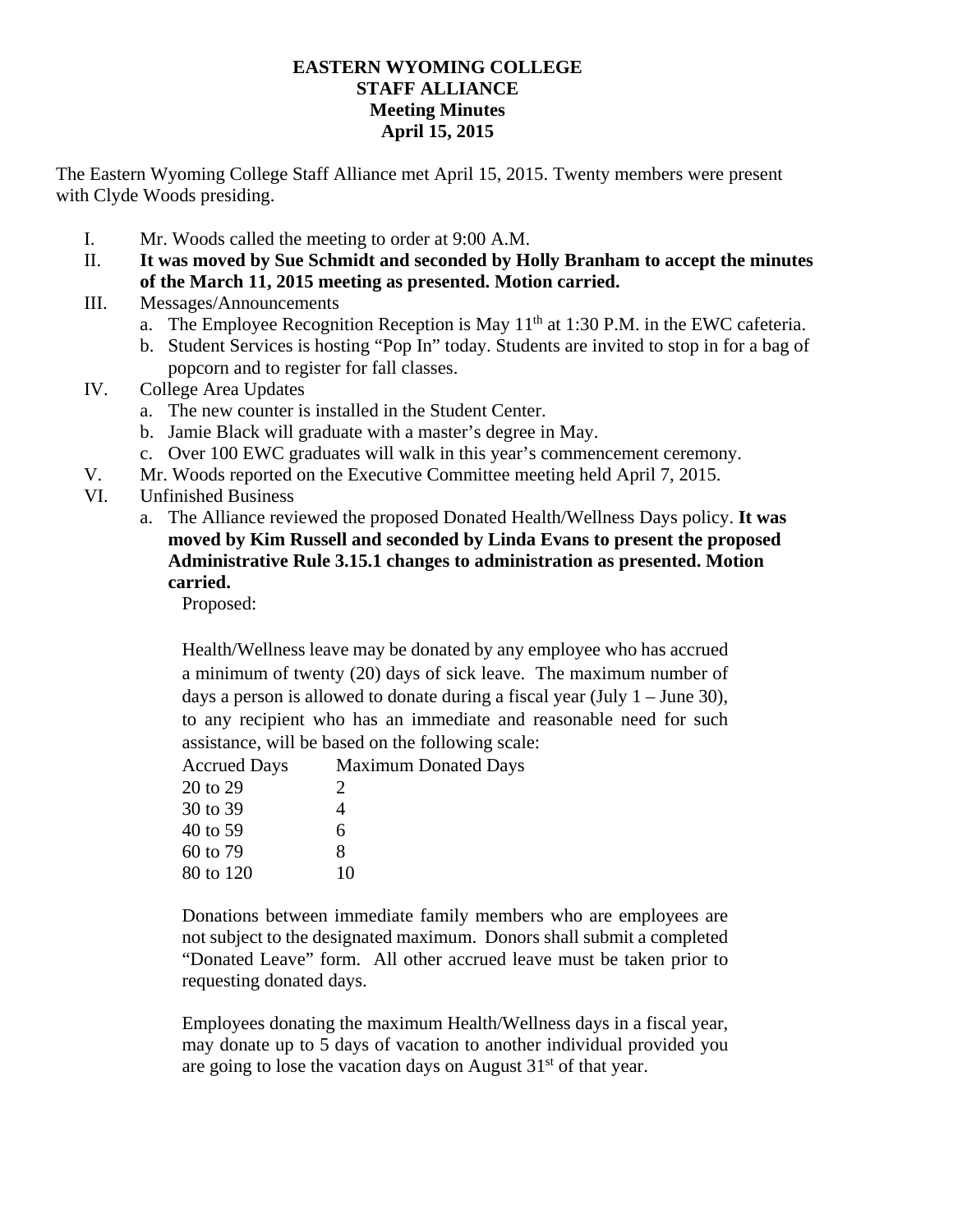# EASTERN WYOMING COLLEGE
## STAFF ALLIANCE
### Meeting Minutes
### April 15, 2015

The Eastern Wyoming College Staff Alliance met April 15, 2015. Twenty members were present with Clyde Woods presiding.

I. Mr. Woods called the meeting to order at 9:00 A.M.

II. **It was moved by Sue Schmidt and seconded by Holly Branham to accept the minutes of the March 11, 2015 meeting as presented. Motion carried.**

III. Messages/Announcements
   a. The Employee Recognition Reception is May 11th at 1:30 P.M. in the EWC cafeteria.
   b. Student Services is hosting "Pop In" today. Students are invited to stop in for a bag of popcorn and to register for fall classes.

IV. College Area Updates
   a. The new counter is installed in the Student Center.
   b. Jamie Black will graduate with a master's degree in May.
   c. Over 100 EWC graduates will walk in this year's commencement ceremony.

V. Mr. Woods reported on the Executive Committee meeting held April 7, 2015.

VI. Unfinished Business
   a. The Alliance reviewed the proposed Donated Health/Wellness Days policy. **It was moved by Kim Russell and seconded by Linda Evans to present the proposed Administrative Rule 3.15.1 changes to administration as presented. Motion carried.**

      Proposed:

      Health/Wellness leave may be donated by any employee who has accrued a minimum of twenty (20) days of sick leave. The maximum number of days a person is allowed to donate during a fiscal year (July 1 – June 30), to any recipient who has an immediate and reasonable need for such assistance, will be based on the following scale:

| Accrued Days | Maximum Donated Days |
|---|---|
| 20 to 29 | 2 |
| 30 to 39 | 4 |
| 40 to 59 | 6 |
| 60 to 79 | 8 |
| 80 to 120 | 10 |

      Donations between immediate family members who are employees are not subject to the designated maximum. Donors shall submit a completed "Donated Leave" form. All other accrued leave must be taken prior to requesting donated days.

      Employees donating the maximum Health/Wellness days in a fiscal year, may donate up to 5 days of vacation to another individual provided you are going to lose the vacation days on August 31st of that year.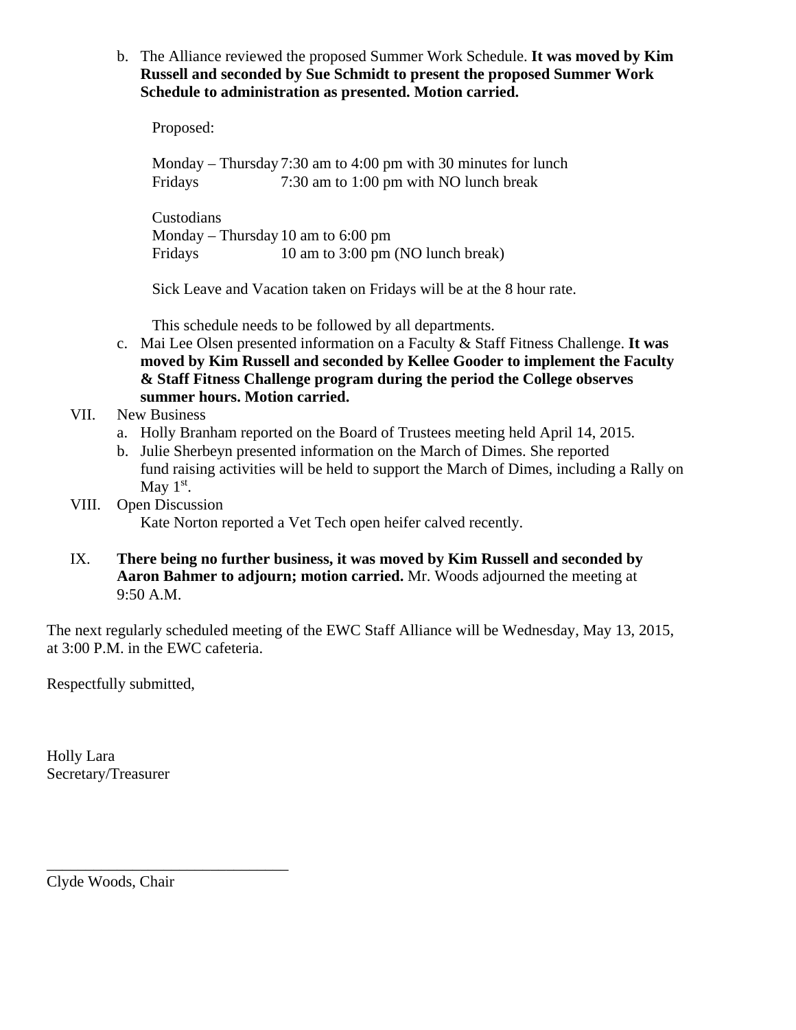b. The Alliance reviewed the proposed Summer Work Schedule. **It was moved by Kim Russell and seconded by Sue Schmidt to present the proposed Summer Work Schedule to administration as presented. Motion carried.**

Proposed:

| | |
|---|---|
| Monday – Thursday | 7:30 am to 4:00 pm with 30 minutes for lunch |
| Fridays | 7:30 am to 1:00 pm with NO lunch break |

Custodians

| | |
|---|---|
| Monday – Thursday | 10 am to 6:00 pm |
| Fridays | 10 am to 3:00 pm (NO lunch break) |

Sick Leave and Vacation taken on Fridays will be at the 8 hour rate.

This schedule needs to be followed by all departments.

c. Mai Lee Olsen presented information on a Faculty & Staff Fitness Challenge. **It was moved by Kim Russell and seconded by Kellee Gooder to implement the Faculty & Staff Fitness Challenge program during the period the College observes summer hours. Motion carried.**

VII. New Business

a. Holly Branham reported on the Board of Trustees meeting held April 14, 2015.

b. Julie Sherbeyn presented information on the March of Dimes. She reported fund raising activities will be held to support the March of Dimes, including a Rally on May 1st.

VIII. Open Discussion

Kate Norton reported a Vet Tech open heifer calved recently.

IX. **There being no further business, it was moved by Kim Russell and seconded by Aaron Bahmer to adjourn; motion carried.** Mr. Woods adjourned the meeting at 9:50 A.M.

The next regularly scheduled meeting of the EWC Staff Alliance will be Wednesday, May 13, 2015, at 3:00 P.M. in the EWC cafeteria.

Respectfully submitted,

Holly Lara
Secretary/Treasurer

_______________________________
Clyde Woods, Chair